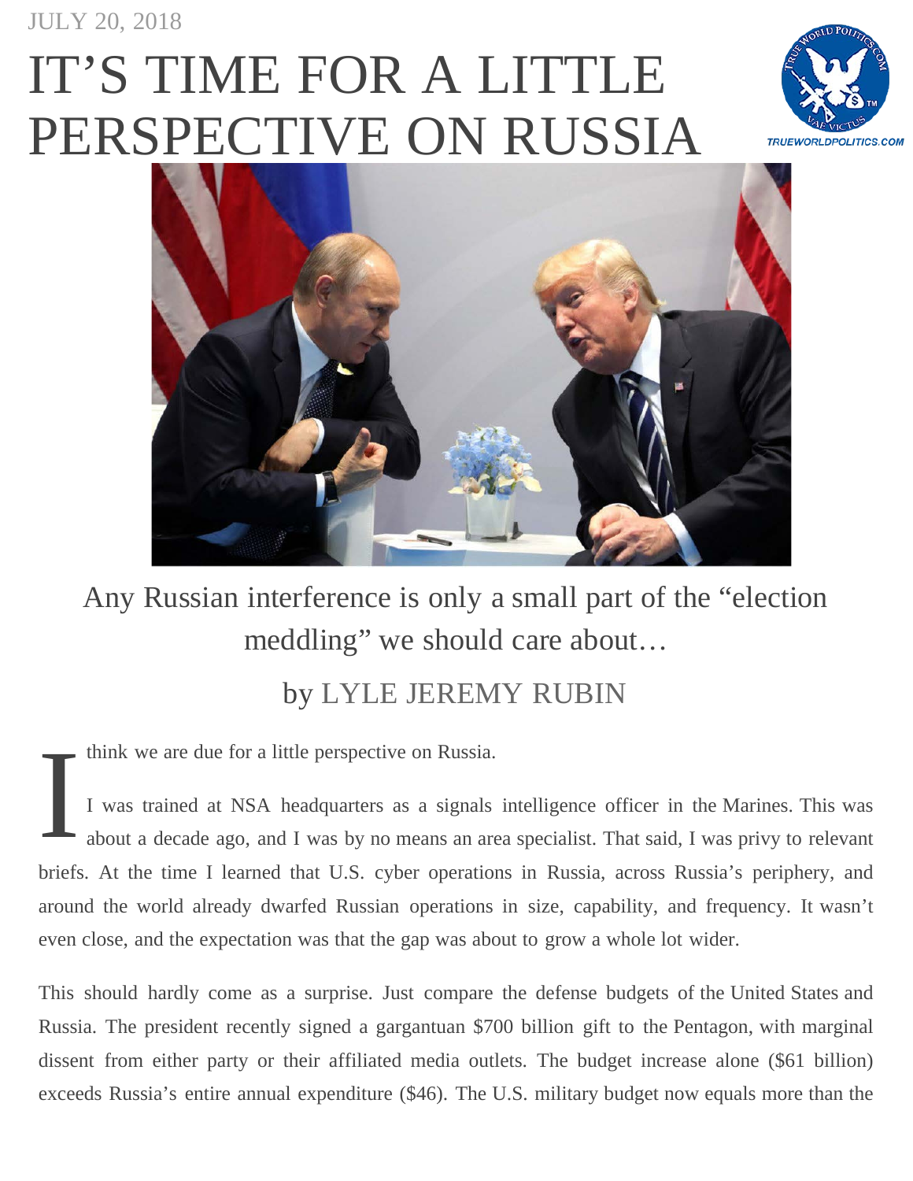JULY 20, 2018

# IT'S TIME FOR A LITTLE PERSPECTIVE ON RUSSIA

Any Russian interference is only a small part of the "election meddling" we should care about…

by LYLE JEREMY RUBIN

I think we are due for a little perspective on Russia.

I was trained at NSA headquarters as a signals intelligence officer in the Marines. This was about a decade ago, and I was by no means an area specialist. That said, I was privy to relevant briefs. At the time I learned that U.S. cyber operations in Russia, across Russia's periphery, and around the world already dwarfed Russian operations in size, capability, and frequency. It wasn't even close, and the expectation was that the gap was about to grow a whole lot wider.

This should hardly come as a surprise. Just compare the defense budgets of the United States and Russia. The president recently signed a gargantuan $700 billion gift to the Pentagon, with marginal dissent from either party or their affiliated media outlets. The budget increase alone ($61 billion) exceeds Russia's entire annual expenditure ($46). The U.S. military budget now equals more than the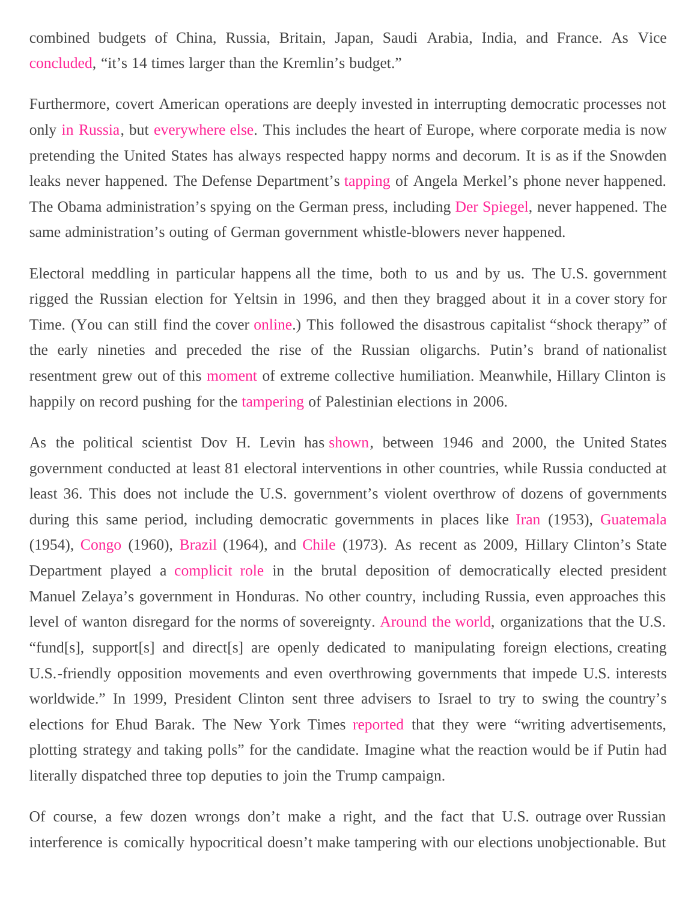combined budgets of China, Russia, Britain, Japan, Saudi Arabia, India, and France. As Vice concluded, "it's 14 times larger than the Kremlin's budget."

Furthermore, covert American operations are deeply invested in interrupting democratic processes not only in Russia, but everywhere else. This includes the heart of Europe, where corporate media is now pretending the United States has always respected happy norms and decorum. It is as if the Snowden leaks never happened. The Defense Department's tapping of Angela Merkel's phone never happened. The Obama administration's spying on the German press, including Der Spiegel, never happened. The same administration's outing of German government whistle-blowers never happened.

Electoral meddling in particular happens all the time, both to us and by us. The U.S. government rigged the Russian election for Yeltsin in 1996, and then they bragged about it in a cover story for Time. (You can still find the cover online.) This followed the disastrous capitalist "shock therapy" of the early nineties and preceded the rise of the Russian oligarchs. Putin's brand of nationalist resentment grew out of this moment of extreme collective humiliation. Meanwhile, Hillary Clinton is happily on record pushing for the tampering of Palestinian elections in 2006.

As the political scientist Dov H. Levin has shown, between 1946 and 2000, the United States government conducted at least 81 electoral interventions in other countries, while Russia conducted at least 36. This does not include the U.S. government's violent overthrow of dozens of governments during this same period, including democratic governments in places like Iran (1953), Guatemala (1954), Congo (1960), Brazil (1964), and Chile (1973). As recent as 2009, Hillary Clinton's State Department played a complicit role in the brutal deposition of democratically elected president Manuel Zelaya's government in Honduras. No other country, including Russia, even approaches this level of wanton disregard for the norms of sovereignty. Around the world, organizations that the U.S. "fund[s], support[s] and direct[s] are openly dedicated to manipulating foreign elections, creating U.S.-friendly opposition movements and even overthrowing governments that impede U.S. interests worldwide." In 1999, President Clinton sent three advisers to Israel to try to swing the country's elections for Ehud Barak. The New York Times reported that they were "writing advertisements, plotting strategy and taking polls" for the candidate. Imagine what the reaction would be if Putin had literally dispatched three top deputies to join the Trump campaign.

Of course, a few dozen wrongs don't make a right, and the fact that U.S. outrage over Russian interference is comically hypocritical doesn't make tampering with our elections unobjectionable. But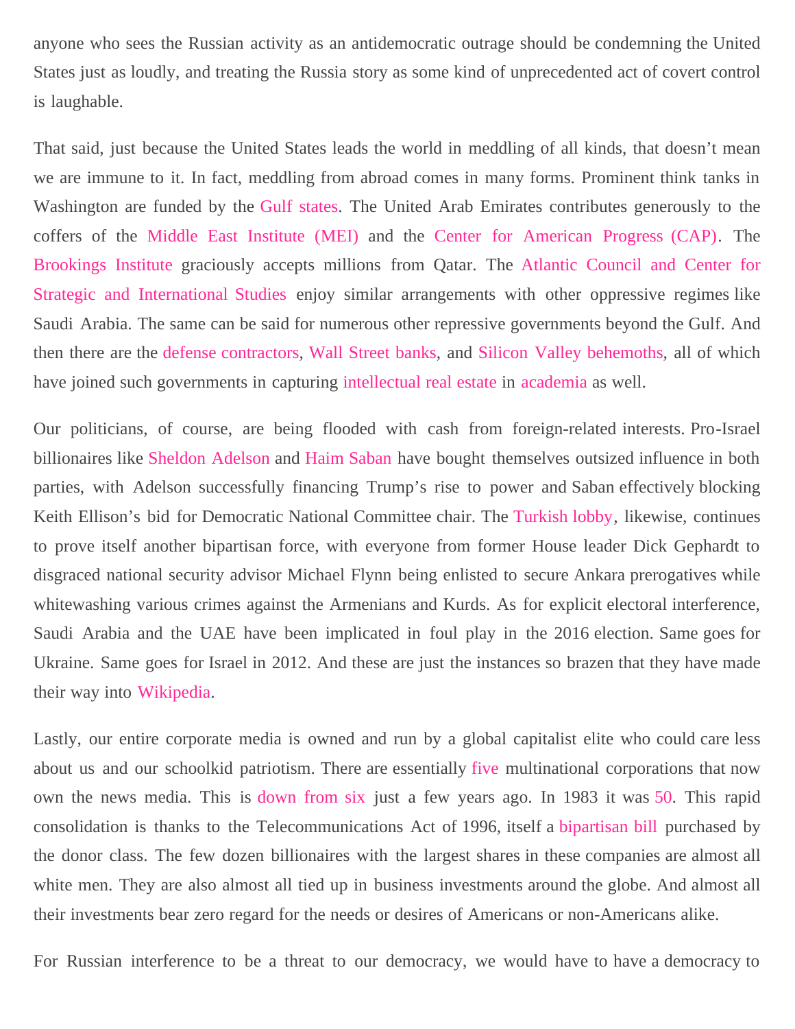anyone who sees the Russian activity as an antidemocratic outrage should be condemning the United States just as loudly, and treating the Russia story as some kind of unprecedented act of covert control is laughable.

That said, just because the United States leads the world in meddling of all kinds, that doesn't mean we are immune to it. In fact, meddling from abroad comes in many forms. Prominent think tanks in Washington are funded by the Gulf states. The United Arab Emirates contributes generously to the coffers of the Middle East Institute (MEI) and the Center for American Progress (CAP). The Brookings Institute graciously accepts millions from Qatar. The Atlantic Council and Center for Strategic and International Studies enjoy similar arrangements with other oppressive regimes like Saudi Arabia. The same can be said for numerous other repressive governments beyond the Gulf. And then there are the defense contractors, Wall Street banks, and Silicon Valley behemoths, all of which have joined such governments in capturing intellectual real estate in academia as well.

Our politicians, of course, are being flooded with cash from foreign-related interests. Pro-Israel billionaires like Sheldon Adelson and Haim Saban have bought themselves outsized influence in both parties, with Adelson successfully financing Trump's rise to power and Saban effectively blocking Keith Ellison's bid for Democratic National Committee chair. The Turkish lobby, likewise, continues to prove itself another bipartisan force, with everyone from former House leader Dick Gephardt to disgraced national security advisor Michael Flynn being enlisted to secure Ankara prerogatives while whitewashing various crimes against the Armenians and Kurds. As for explicit electoral interference, Saudi Arabia and the UAE have been implicated in foul play in the 2016 election. Same goes for Ukraine. Same goes for Israel in 2012. And these are just the instances so brazen that they have made their way into Wikipedia.

Lastly, our entire corporate media is owned and run by a global capitalist elite who could care less about us and our schoolkid patriotism. There are essentially five multinational corporations that now own the news media. This is down from six just a few years ago. In 1983 it was 50. This rapid consolidation is thanks to the Telecommunications Act of 1996, itself a bipartisan bill purchased by the donor class. The few dozen billionaires with the largest shares in these companies are almost all white men. They are also almost all tied up in business investments around the globe. And almost all their investments bear zero regard for the needs or desires of Americans or non-Americans alike.

For Russian interference to be a threat to our democracy, we would have to have a democracy to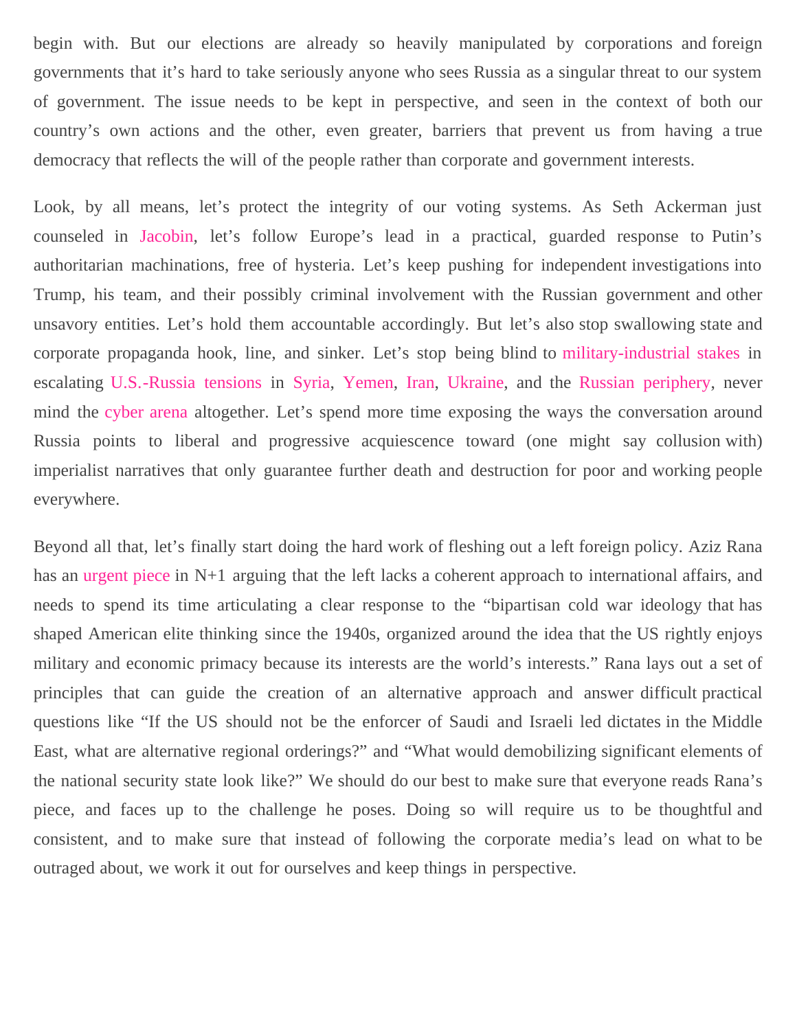begin with. But our elections are already so heavily manipulated by corporations and foreign governments that it's hard to take seriously anyone who sees Russia as a singular threat to our system of government. The issue needs to be kept in perspective, and seen in the context of both our country's own actions and the other, even greater, barriers that prevent us from having a true democracy that reflects the will of the people rather than corporate and government interests.

Look, by all means, let's protect the integrity of our voting systems. As Seth Ackerman just counseled in Jacobin, let's follow Europe's lead in a practical, guarded response to Putin's authoritarian machinations, free of hysteria. Let's keep pushing for independent investigations into Trump, his team, and their possibly criminal involvement with the Russian government and other unsavory entities. Let's hold them accountable accordingly. But let's also stop swallowing state and corporate propaganda hook, line, and sinker. Let's stop being blind to military-industrial stakes in escalating U.S.-Russia tensions in Syria, Yemen, Iran, Ukraine, and the Russian periphery, never mind the cyber arena altogether. Let's spend more time exposing the ways the conversation around Russia points to liberal and progressive acquiescence toward (one might say collusion with) imperialist narratives that only guarantee further death and destruction for poor and working people everywhere.

Beyond all that, let's finally start doing the hard work of fleshing out a left foreign policy. Aziz Rana has an urgent piece in N+1 arguing that the left lacks a coherent approach to international affairs, and needs to spend its time articulating a clear response to the "bipartisan cold war ideology that has shaped American elite thinking since the 1940s, organized around the idea that the US rightly enjoys military and economic primacy because its interests are the world's interests." Rana lays out a set of principles that can guide the creation of an alternative approach and answer difficult practical questions like "If the US should not be the enforcer of Saudi and Israeli led dictates in the Middle East, what are alternative regional orderings?" and "What would demobilizing significant elements of the national security state look like?" We should do our best to make sure that everyone reads Rana's piece, and faces up to the challenge he poses. Doing so will require us to be thoughtful and consistent, and to make sure that instead of following the corporate media's lead on what to be outraged about, we work it out for ourselves and keep things in perspective.